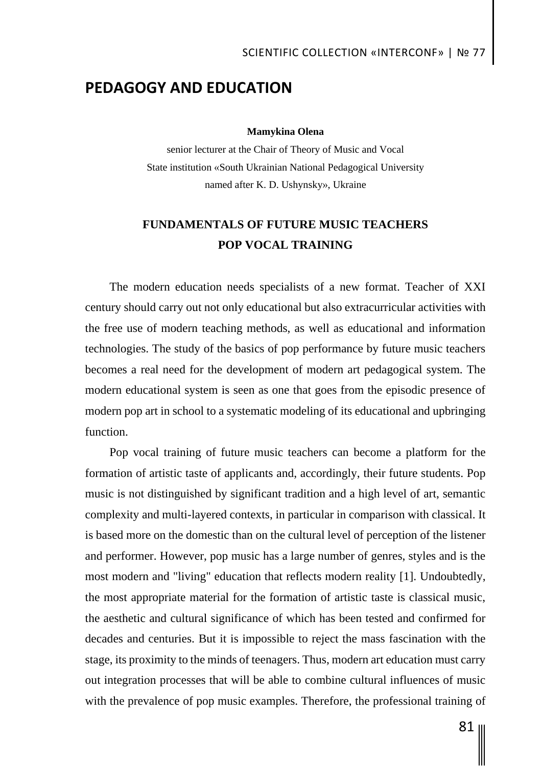# PEDAGOGY AND EDUCATION

**Mamykina Olena**

senior lecturer at the Chair of Theory of Music and Vocal
State institution «South Ukrainian National Pedagogical University named after K. D. Ushynsky», Ukraine

## FUNDAMENTALS OF FUTURE MUSIC TEACHERS POP VOCAL TRAINING

The modern education needs specialists of a new format. Teacher of XXI century should carry out not only educational but also extracurricular activities with the free use of modern teaching methods, as well as educational and information technologies. The study of the basics of pop performance by future music teachers becomes a real need for the development of modern art pedagogical system. The modern educational system is seen as one that goes from the episodic presence of modern pop art in school to a systematic modeling of its educational and upbringing function.

Pop vocal training of future music teachers can become a platform for the formation of artistic taste of applicants and, accordingly, their future students. Pop music is not distinguished by significant tradition and a high level of art, semantic complexity and multi-layered contexts, in particular in comparison with classical. It is based more on the domestic than on the cultural level of perception of the listener and performer. However, pop music has a large number of genres, styles and is the most modern and "living" education that reflects modern reality [1]. Undoubtedly, the most appropriate material for the formation of artistic taste is classical music, the aesthetic and cultural significance of which has been tested and confirmed for decades and centuries. But it is impossible to reject the mass fascination with the stage, its proximity to the minds of teenagers. Thus, modern art education must carry out integration processes that will be able to combine cultural influences of music with the prevalence of pop music examples. Therefore, the professional training of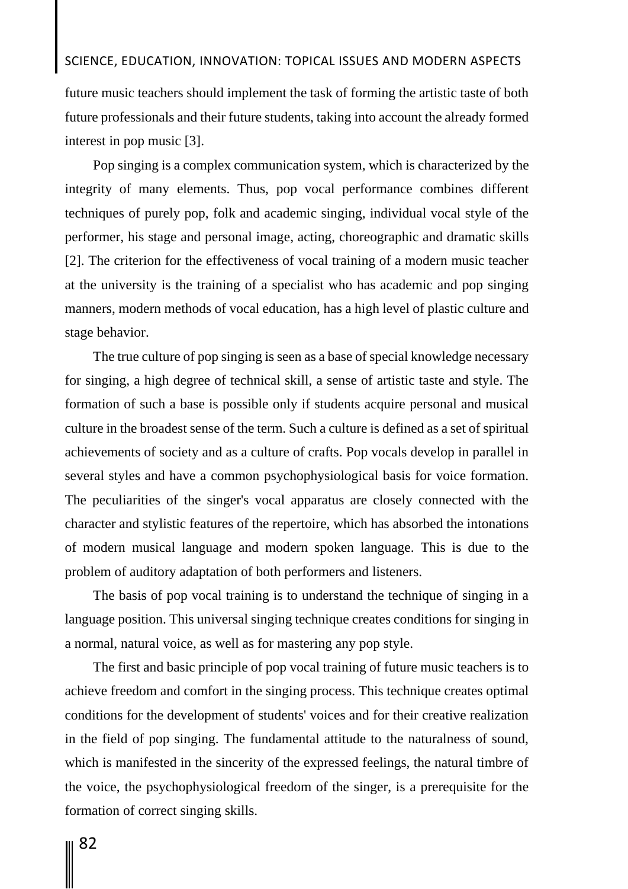future music teachers should implement the task of forming the artistic taste of both future professionals and their future students, taking into account the already formed interest in pop music [3].

Pop singing is a complex communication system, which is characterized by the integrity of many elements. Thus, pop vocal performance combines different techniques of purely pop, folk and academic singing, individual vocal style of the performer, his stage and personal image, acting, choreographic and dramatic skills [2]. The criterion for the effectiveness of vocal training of a modern music teacher at the university is the training of a specialist who has academic and pop singing manners, modern methods of vocal education, has a high level of plastic culture and stage behavior.

The true culture of pop singing is seen as a base of special knowledge necessary for singing, a high degree of technical skill, a sense of artistic taste and style. The formation of such a base is possible only if students acquire personal and musical culture in the broadest sense of the term. Such a culture is defined as a set of spiritual achievements of society and as a culture of crafts. Pop vocals develop in parallel in several styles and have a common psychophysiological basis for voice formation. The peculiarities of the singer's vocal apparatus are closely connected with the character and stylistic features of the repertoire, which has absorbed the intonations of modern musical language and modern spoken language. This is due to the problem of auditory adaptation of both performers and listeners.

The basis of pop vocal training is to understand the technique of singing in a language position. This universal singing technique creates conditions for singing in a normal, natural voice, as well as for mastering any pop style.

The first and basic principle of pop vocal training of future music teachers is to achieve freedom and comfort in the singing process. This technique creates optimal conditions for the development of students' voices and for their creative realization in the field of pop singing. The fundamental attitude to the naturalness of sound, which is manifested in the sincerity of the expressed feelings, the natural timbre of the voice, the psychophysiological freedom of the singer, is a prerequisite for the formation of correct singing skills.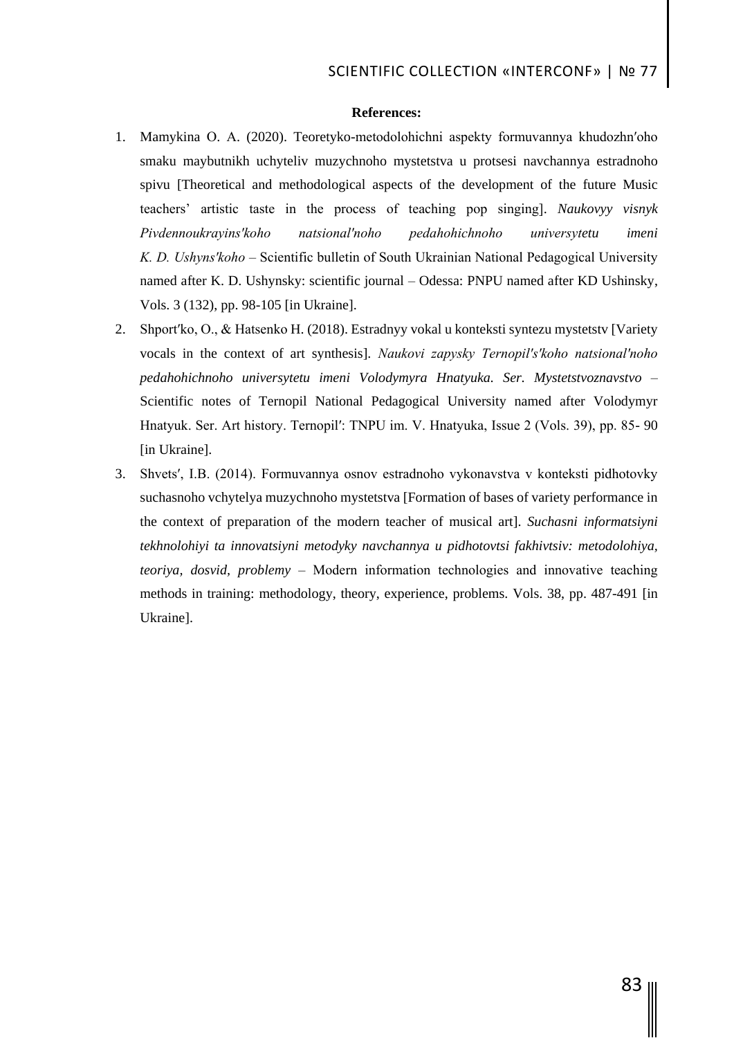**References:**

1. Mamykina O. A. (2020). Teoretyko-metodolohichni aspekty formuvannya khudozhnʹoho smaku maybutnikh uchyteliv muzychnoho mystetstva u protsesi navchannya estradnoho spivu [Theoretical and methodological aspects of the development of the future Music teachers' artistic taste in the process of teaching pop singing]. *Naukovyy visnyk Pivdennoukrayins'koho natsional'noho pedahohichnoho universytetu imeni K. D. Ushyns'koho* – Scientific bulletin of South Ukrainian National Pedagogical University named after K. D. Ushynsky: scientific journal – Odessa: PNPU named after KD Ushinsky, Vols. 3 (132), pp. 98-105 [in Ukraine].
2. Shportʹko, O., & Hatsenko H. (2018). Estradnyy vokal u konteksti syntezu mystetstv [Variety vocals in the context of art synthesis]. *Naukovi zapysky Ternopil's'koho natsional'noho pedahohichnoho universytetu imeni Volodymyra Hnatyuka. Ser. Mystetstvoznavstvo* – Scientific notes of Ternopil National Pedagogical University named after Volodymyr Hnatyuk. Ser. Art history. Ternopilʹ: TNPU im. V. Hnatyuka, Issue 2 (Vols. 39), pp. 85- 90 [in Ukraine].
3. Shvetsʹ, I.B. (2014). Formuvannya osnov estradnoho vykonavstva v konteksti pidhotovky suchasnoho vchytelya muzychnoho mystetstva [Formation of bases of variety performance in the context of preparation of the modern teacher of musical art]. *Suchasni informatsiyni tekhnolohiyi ta innovatsiyni metodyky navchannya u pidhotovtsi fakhivtsiv: metodolohiya, teoriya, dosvid, problemy* – Modern information technologies and innovative teaching methods in training: methodology, theory, experience, problems. Vols. 38, pp. 487-491 [in Ukraine].